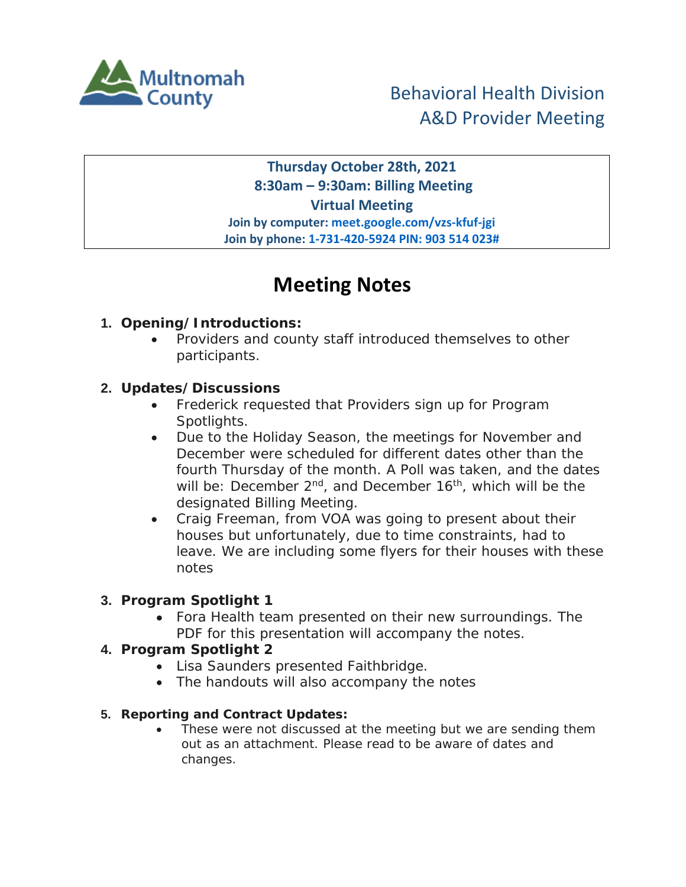Multnomah County

Behavioral Health Division
A&D Provider Meeting

**Thursday October 28th, 2021**
**8:30am – 9:30am: Billing Meeting**
**Virtual Meeting**
**Join by computer: meet.google.com/vzs-kfuf-jgi**
**Join by phone: 1-731-420-5924 PIN: 903 514 023#**

# Meeting Notes

1. **Opening/Introductions:**
   - Providers and county staff introduced themselves to other participants.

2. **Updates/Discussions**
   - Frederick requested that Providers sign up for Program Spotlights.
   - Due to the Holiday Season, the meetings for November and December were scheduled for different dates other than the fourth Thursday of the month. A Poll was taken, and the dates will be: December 2nd, and December 16th, which will be the designated Billing Meeting.
   - Craig Freeman, from VOA was going to present about their houses but unfortunately, due to time constraints, had to leave. We are including some flyers for their houses with these notes

3. **Program Spotlight 1**
   - Fora Health team presented on their new surroundings. The PDF for this presentation will accompany the notes.

4. **Program Spotlight 2**
   - Lisa Saunders presented Faithbridge.
   - The handouts will also accompany the notes

5. **Reporting and Contract Updates:**
   - These were not discussed at the meeting but we are sending them out as an attachment. Please read to be aware of dates and changes.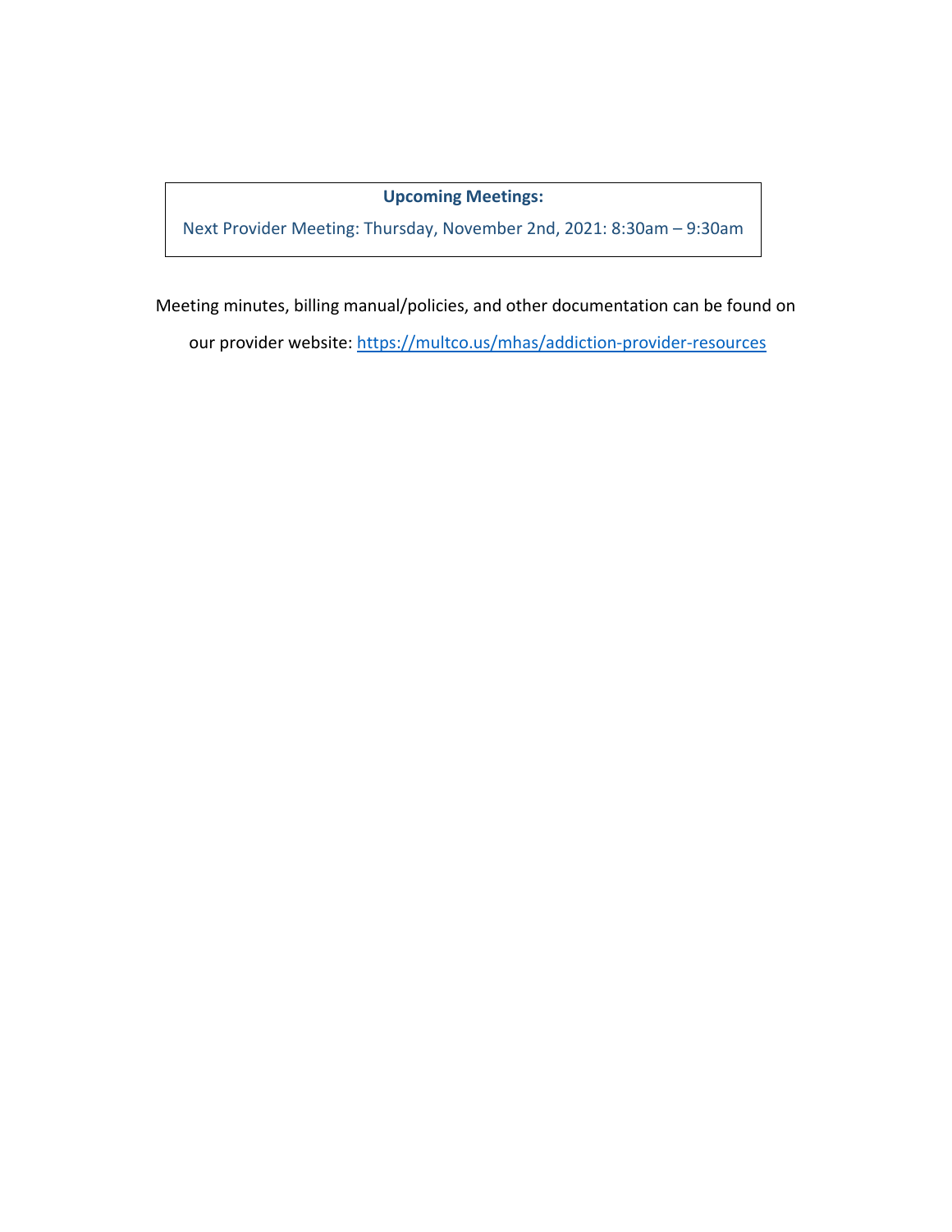**Upcoming Meetings:**

Next Provider Meeting: Thursday, November 2nd, 2021: 8:30am – 9:30am

Meeting minutes, billing manual/policies, and other documentation can be found on our provider website: https://multco.us/mhas/addiction-provider-resources